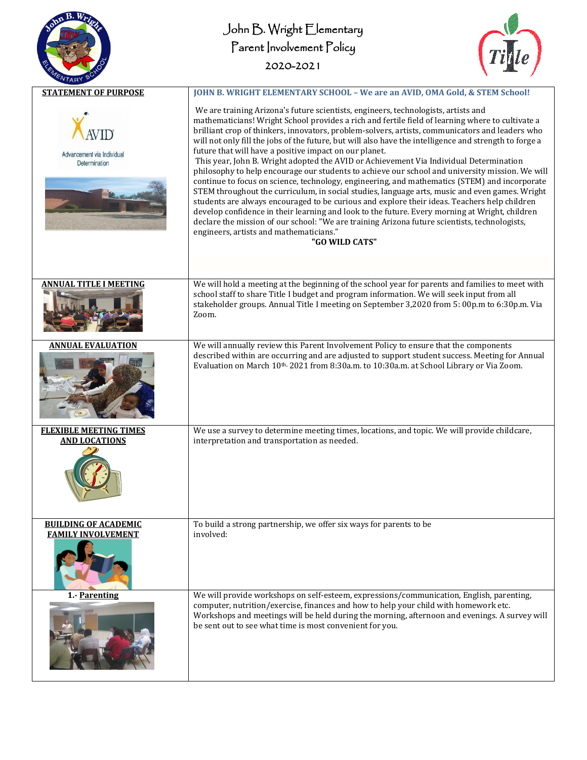# John B. Wright Elementary
## Parent Involvement Policy
## 2020-2021

| STATEMENT OF PURPOSE | JOHN B. WRIGHT ELEMENTARY SCHOOL – We are an AVID, OMA Gold, & STEM School! |
|---|---|
| AVID Advancement via Individual Determination | We are training Arizona's future scientists, engineers, technologists, artists and mathematicians! Wright School provides a rich and fertile field of learning where to cultivate a brilliant crop of thinkers, innovators, problem-solvers, artists, communicators and leaders who will not only fill the jobs of the future, but will also have the intelligence and strength to forge a future that will have a positive impact on our planet. This year, John B. Wright adopted the AVID or Achievement Via Individual Determination philosophy to help encourage our students to achieve our school and university mission. We will continue to focus on science, technology, engineering, and mathematics (STEM) and incorporate STEM throughout the curriculum, in social studies, language arts, music and even games. Wright students are always encouraged to be curious and explore their ideas. Teachers help children develop confidence in their learning and look to the future. Every morning at Wright, children declare the mission of our school: "We are training Arizona future scientists, technologists, engineers, artists and mathematicians." **"GO WILD CATS"** |
| **ANNUAL TITLE I MEETING** | We will hold a meeting at the beginning of the school year for parents and families to meet with school staff to share Title I budget and program information. We will seek input from all stakeholder groups. Annual Title I meeting on September 3,2020 from 5: 00p.m to 6:30p.m. Via Zoom. |
| **ANNUAL EVALUATION** | We will annually review this Parent Involvement Policy to ensure that the components described within are occurring and are adjusted to support student success. Meeting for Annual Evaluation on March 10th, 2021 from 8:30a.m. to 10:30a.m. at School Library or Via Zoom. |
| **FLEXIBLE MEETING TIMES AND LOCATIONS** | We use a survey to determine meeting times, locations, and topic. We will provide childcare, interpretation and transportation as needed. |
| **BUILDING OF ACADEMIC FAMILY INVOLVEMENT** | To build a strong partnership, we offer six ways for parents to be involved: |
| **1.- Parenting** | We will provide workshops on self-esteem, expressions/communication, English, parenting, computer, nutrition/exercise, finances and how to help your child with homework etc. Workshops and meetings will be held during the morning, afternoon and evenings. A survey will be sent out to see what time is most convenient for you. |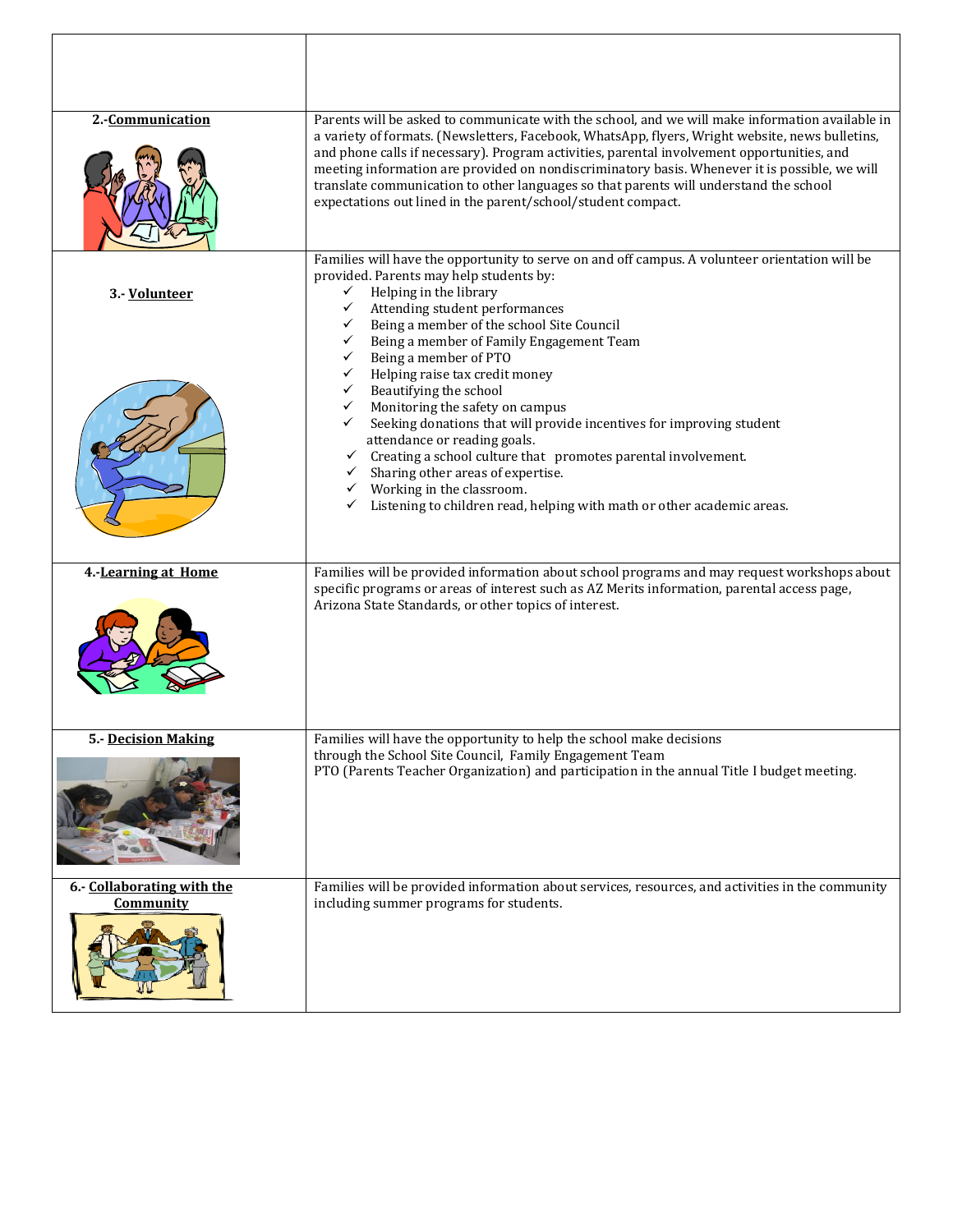| | |
|---|---|
| | |
| **2.-Communication** | Parents will be asked to communicate with the school, and we will make information available in a variety of formats. (Newsletters, Facebook, WhatsApp, flyers, Wright website, news bulletins, and phone calls if necessary). Program activities, parental involvement opportunities, and meeting information are provided on nondiscriminatory basis. Whenever it is possible, we will translate communication to other languages so that parents will understand the school expectations out lined in the parent/school/student compact. |
| **3.- Volunteer** | Families will have the opportunity to serve on and off campus. A volunteer orientation will be provided. Parents may help students by:<br>✓ Helping in the library<br>✓ Attending student performances<br>✓ Being a member of the school Site Council<br>✓ Being a member of Family Engagement Team<br>✓ Being a member of PTO<br>✓ Helping raise tax credit money<br>✓ Beautifying the school<br>✓ Monitoring the safety on campus<br>✓ Seeking donations that will provide incentives for improving student attendance or reading goals.<br>✓ Creating a school culture that promotes parental involvement.<br>✓ Sharing other areas of expertise.<br>✓ Working in the classroom.<br>✓ Listening to children read, helping with math or other academic areas. |
| **4.-Learning at Home** | Families will be provided information about school programs and may request workshops about specific programs or areas of interest such as AZ Merits information, parental access page, Arizona State Standards, or other topics of interest. |
| **5.- Decision Making** | Families will have the opportunity to help the school make decisions through the School Site Council, Family Engagement Team PTO (Parents Teacher Organization) and participation in the annual Title I budget meeting. |
| **6.- Collaborating with the Community** | Families will be provided information about services, resources, and activities in the community including summer programs for students. |